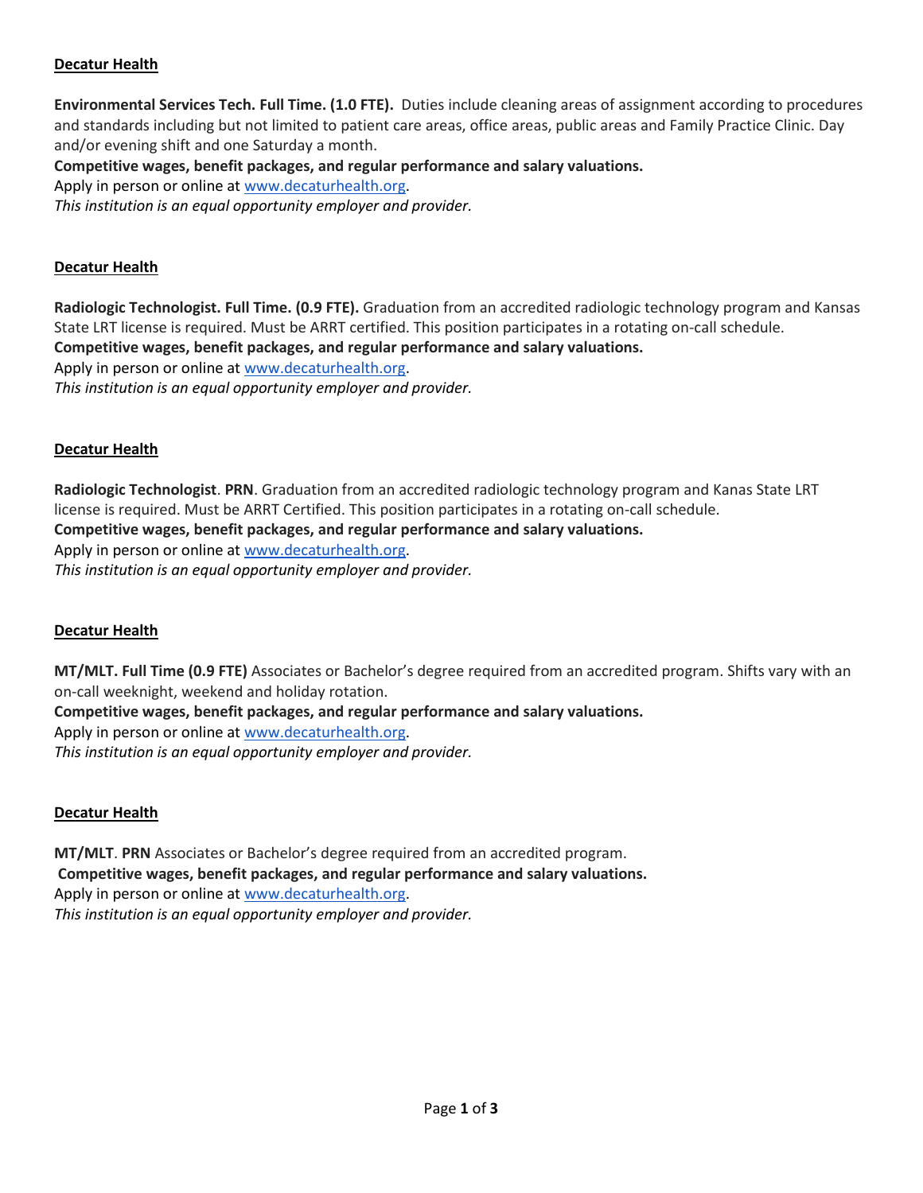**<u>Decatur Health</u>**

**Environmental Services Tech. Full Time. (1.0 FTE).** Duties include cleaning areas of assignment according to procedures and standards including but not limited to patient care areas, office areas, public areas and Family Practice Clinic. Day and/or evening shift and one Saturday a month.

**Competitive wages, benefit packages, and regular performance and salary valuations.**

Apply in person or online at [www.decaturhealth.org](http://www.decaturhealth.org).

*This institution is an equal opportunity employer and provider.*

**<u>Decatur Health</u>**

**Radiologic Technologist. Full Time. (0.9 FTE).** Graduation from an accredited radiologic technology program and Kansas State LRT license is required. Must be ARRT certified. This position participates in a rotating on-call schedule.

**Competitive wages, benefit packages, and regular performance and salary valuations.**

Apply in person or online at [www.decaturhealth.org](http://www.decaturhealth.org).

*This institution is an equal opportunity employer and provider.*

**<u>Decatur Health</u>**

**Radiologic Technologist**. **PRN**. Graduation from an accredited radiologic technology program and Kanas State LRT license is required. Must be ARRT Certified. This position participates in a rotating on-call schedule.

**Competitive wages, benefit packages, and regular performance and salary valuations.**

Apply in person or online at [www.decaturhealth.org](http://www.decaturhealth.org).

*This institution is an equal opportunity employer and provider.*

**<u>Decatur Health</u>**

**MT/MLT. Full Time (0.9 FTE)** Associates or Bachelor's degree required from an accredited program. Shifts vary with an on-call weeknight, weekend and holiday rotation.

**Competitive wages, benefit packages, and regular performance and salary valuations.**

Apply in person or online at [www.decaturhealth.org](http://www.decaturhealth.org).

*This institution is an equal opportunity employer and provider.*

**<u>Decatur Health</u>**

**MT/MLT**. **PRN** Associates or Bachelor's degree required from an accredited program.

**Competitive wages, benefit packages, and regular performance and salary valuations.**

Apply in person or online at [www.decaturhealth.org](http://www.decaturhealth.org).

*This institution is an equal opportunity employer and provider.*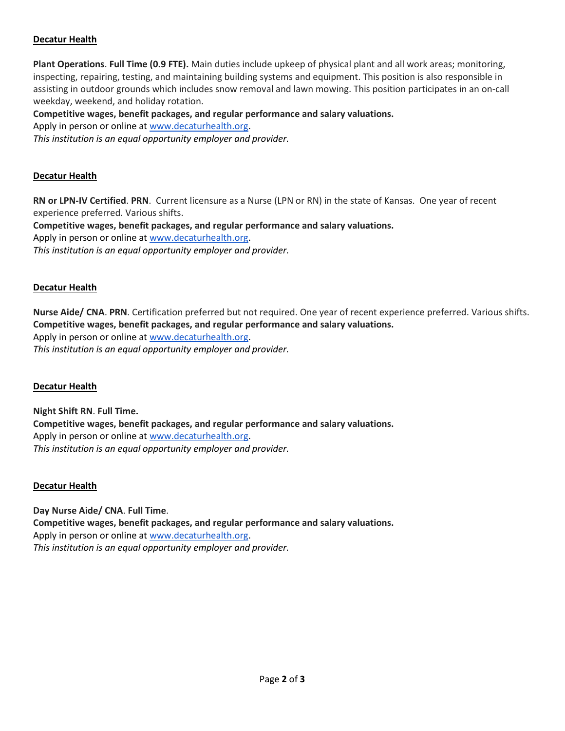**Decatur Health**

**Plant Operations**. **Full Time (0.9 FTE).** Main duties include upkeep of physical plant and all work areas; monitoring, inspecting, repairing, testing, and maintaining building systems and equipment. This position is also responsible in assisting in outdoor grounds which includes snow removal and lawn mowing. This position participates in an on-call weekday, weekend, and holiday rotation.

**Competitive wages, benefit packages, and regular performance and salary valuations.**

Apply in person or online at www.decaturhealth.org.

*This institution is an equal opportunity employer and provider.*

**Decatur Health**

**RN or LPN-IV Certified**. **PRN**. Current licensure as a Nurse (LPN or RN) in the state of Kansas. One year of recent experience preferred. Various shifts.

**Competitive wages, benefit packages, and regular performance and salary valuations.**

Apply in person or online at www.decaturhealth.org.

*This institution is an equal opportunity employer and provider.*

**Decatur Health**

**Nurse Aide/ CNA**. **PRN**. Certification preferred but not required. One year of recent experience preferred. Various shifts.

**Competitive wages, benefit packages, and regular performance and salary valuations.**

Apply in person or online at www.decaturhealth.org.

*This institution is an equal opportunity employer and provider.*

**Decatur Health**

**Night Shift RN**. **Full Time.**

**Competitive wages, benefit packages, and regular performance and salary valuations.**

Apply in person or online at www.decaturhealth.org.

*This institution is an equal opportunity employer and provider.*

**Decatur Health**

**Day Nurse Aide/ CNA**. **Full Time**.

**Competitive wages, benefit packages, and regular performance and salary valuations.**

Apply in person or online at www.decaturhealth.org.

*This institution is an equal opportunity employer and provider.*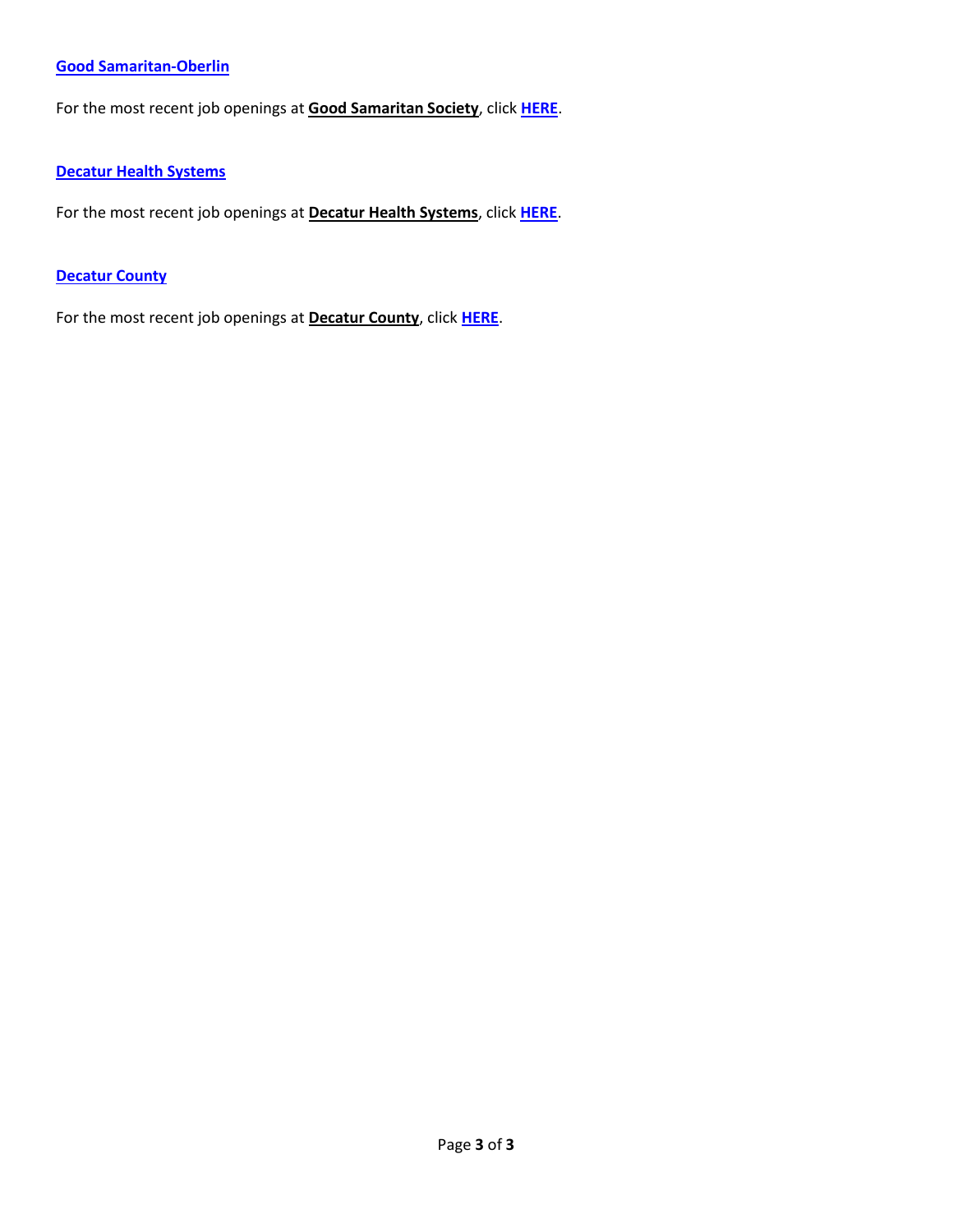### **Good Samaritan-Oberlin**

For the most recent job openings at **Good Samaritan Society**, click **HERE**.

### **Decatur Health Systems**

For the most recent job openings at **Decatur Health Systems**, click **HERE**.

### **Decatur County**

For the most recent job openings at **Decatur County**, click **HERE**.